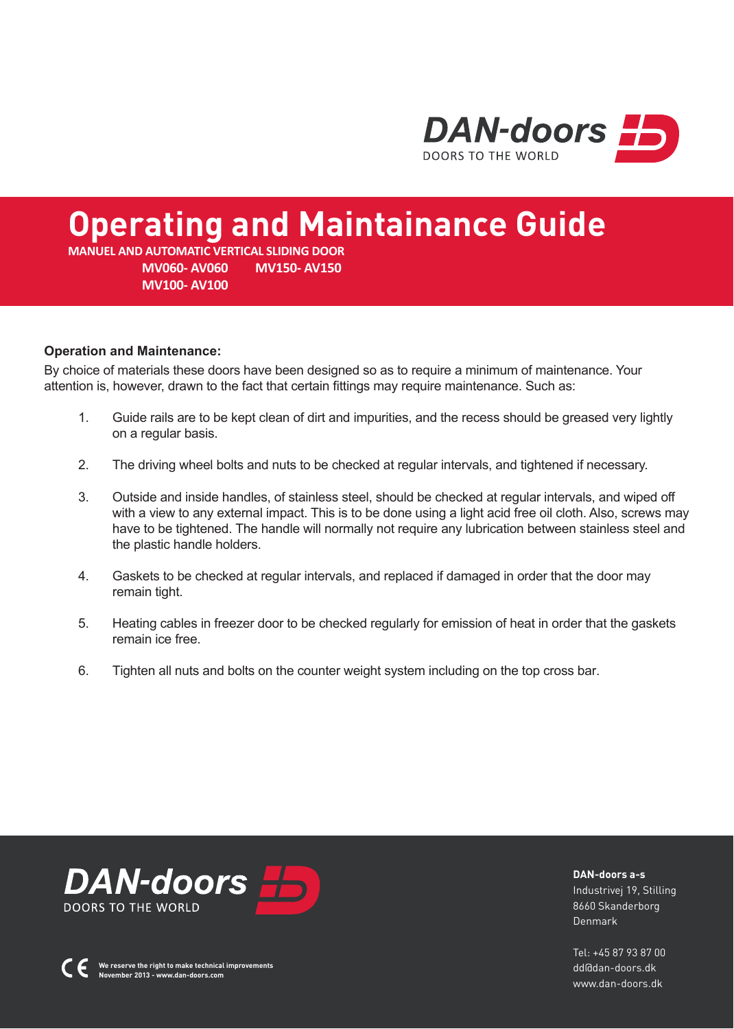DAN-doors
DOORS TO THE WORLD

# Operating and Maintainance Guide

**MANUEL AND AUTOMATIC VERTICAL SLIDING DOOR**

**MV060- AV060 MV150- AV150**
**MV100- AV100**

**Operation and Maintenance:**

By choice of materials these doors have been designed so as to require a minimum of maintenance. Your attention is, however, drawn to the fact that certain fittings may require maintenance. Such as:

1. Guide rails are to be kept clean of dirt and impurities, and the recess should be greased very lightly on a regular basis.

2. The driving wheel bolts and nuts to be checked at regular intervals, and tightened if necessary.

3. Outside and inside handles, of stainless steel, should be checked at regular intervals, and wiped off with a view to any external impact. This is to be done using a light acid free oil cloth. Also, screws may have to be tightened. The handle will normally not require any lubrication between stainless steel and the plastic handle holders.

4. Gaskets to be checked at regular intervals, and replaced if damaged in order that the door may remain tight.

5. Heating cables in freezer door to be checked regularly for emission of heat in order that the gaskets remain ice free.

6. Tighten all nuts and bolts on the counter weight system including on the top cross bar.

DAN-doors
DOORS TO THE WORLD

CE We reserve the right to make technical improvements
November 2013 - www.dan-doors.com

**DAN-doors a-s**
Industrivej 19, Stilling
8660 Skanderborg
Denmark

Tel: +45 87 93 87 00
dd@dan-doors.dk
www.dan-doors.dk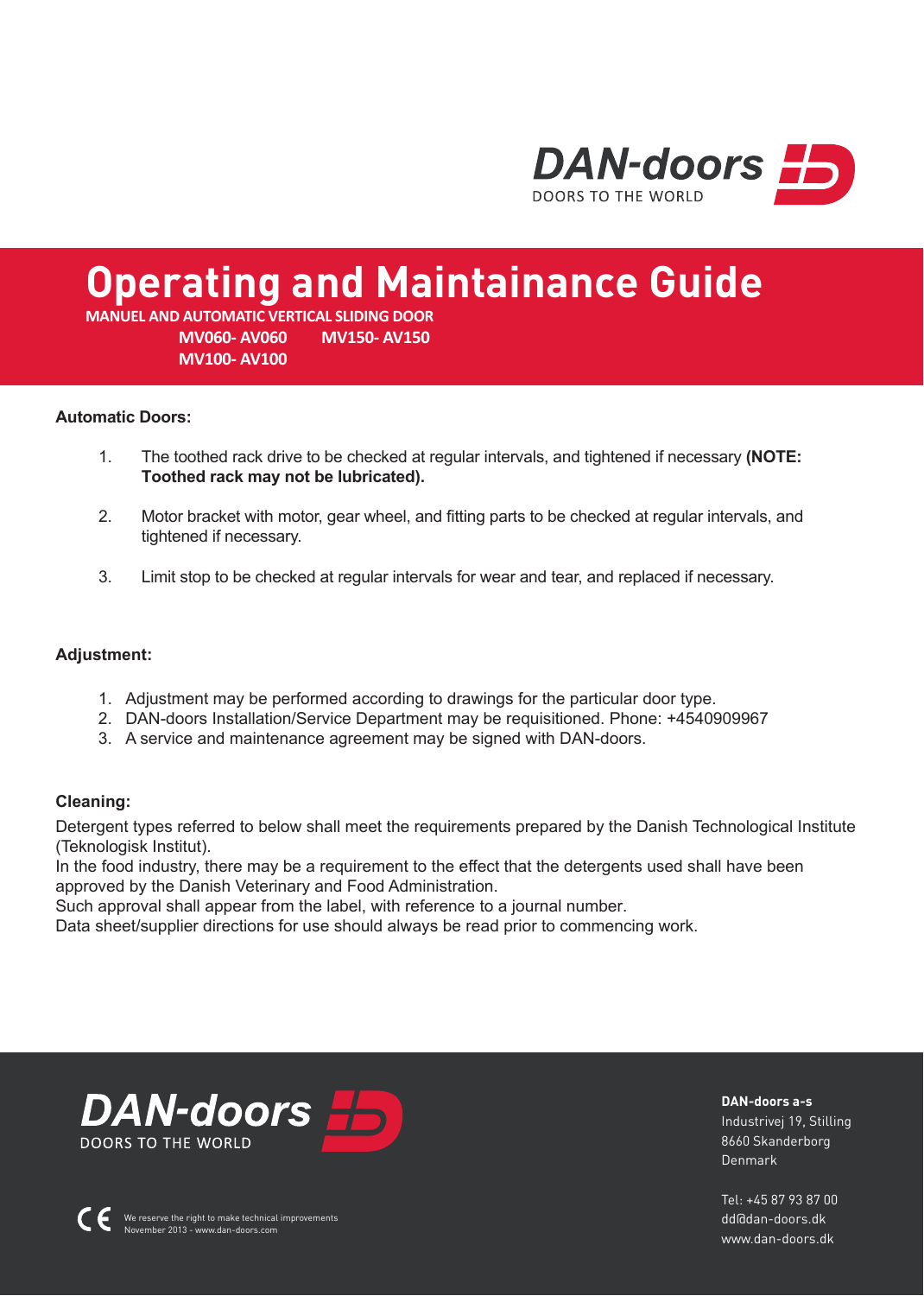# Operating and Maintainance Guide

**MANUEL AND AUTOMATIC VERTICAL SLIDING DOOR**

**MV060- AV060 MV150- AV150**
**MV100- AV100**

**Automatic Doors:**

1. The toothed rack drive to be checked at regular intervals, and tightened if necessary **(NOTE: Toothed rack may not be lubricated).**
2. Motor bracket with motor, gear wheel, and fitting parts to be checked at regular intervals, and tightened if necessary.
3. Limit stop to be checked at regular intervals for wear and tear, and replaced if necessary.

**Adjustment:**

1. Adjustment may be performed according to drawings for the particular door type.
2. DAN-doors Installation/Service Department may be requisitioned. Phone: +4540909967
3. A service and maintenance agreement may be signed with DAN-doors.

**Cleaning:**

Detergent types referred to below shall meet the requirements prepared by the Danish Technological Institute (Teknologisk Institut).
In the food industry, there may be a requirement to the effect that the detergents used shall have been approved by the Danish Veterinary and Food Administration.
Such approval shall appear from the label, with reference to a journal number.
Data sheet/supplier directions for use should always be read prior to commencing work.

We reserve the right to make technical improvements
November 2013 - www.dan-doors.com

**DAN-doors a-s**
Industrivej 19, Stilling
8660 Skanderborg
Denmark

Tel: +45 87 93 87 00
dd@dan-doors.dk
www.dan-doors.dk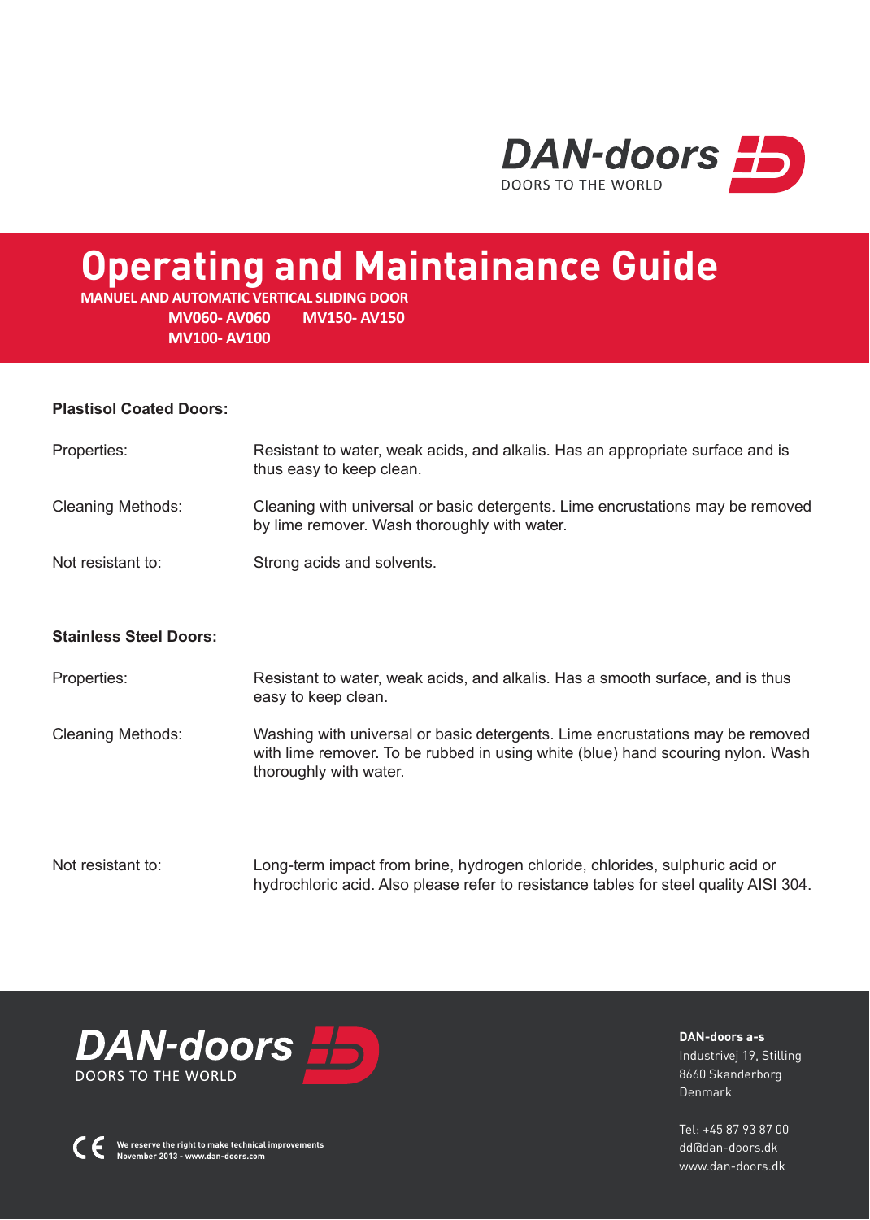DAN-doors
DOORS TO THE WORLD

# Operating and Maintainance Guide

**MANUEL AND AUTOMATIC VERTICAL SLIDING DOOR**

**MV060- AV060 MV150- AV150**
**MV100- AV100**

### Plastisol Coated Doors:

| | |
|---|---|
| Properties: | Resistant to water, weak acids, and alkalis. Has an appropriate surface and is thus easy to keep clean. |
| Cleaning Methods: | Cleaning with universal or basic detergents. Lime encrustations may be removed by lime remover. Wash thoroughly with water. |
| Not resistant to: | Strong acids and solvents. |

### Stainless Steel Doors:

| | |
|---|---|
| Properties: | Resistant to water, weak acids, and alkalis. Has a smooth surface, and is thus easy to keep clean. |
| Cleaning Methods: | Washing with universal or basic detergents. Lime encrustations may be removed with lime remover. To be rubbed in using white (blue) hand scouring nylon. Wash thoroughly with water. |
| Not resistant to: | Long-term impact from brine, hydrogen chloride, chlorides, sulphuric acid or hydrochloric acid. Also please refer to resistance tables for steel quality AISI 304. |

DAN-doors
DOORS TO THE WORLD

CE We reserve the right to make technical improvements
November 2013 - www.dan-doors.com

**DAN-doors a-s**
Industrivej 19, Stilling
8660 Skanderborg
Denmark

Tel: +45 87 93 87 00
dd@dan-doors.dk
www.dan-doors.dk